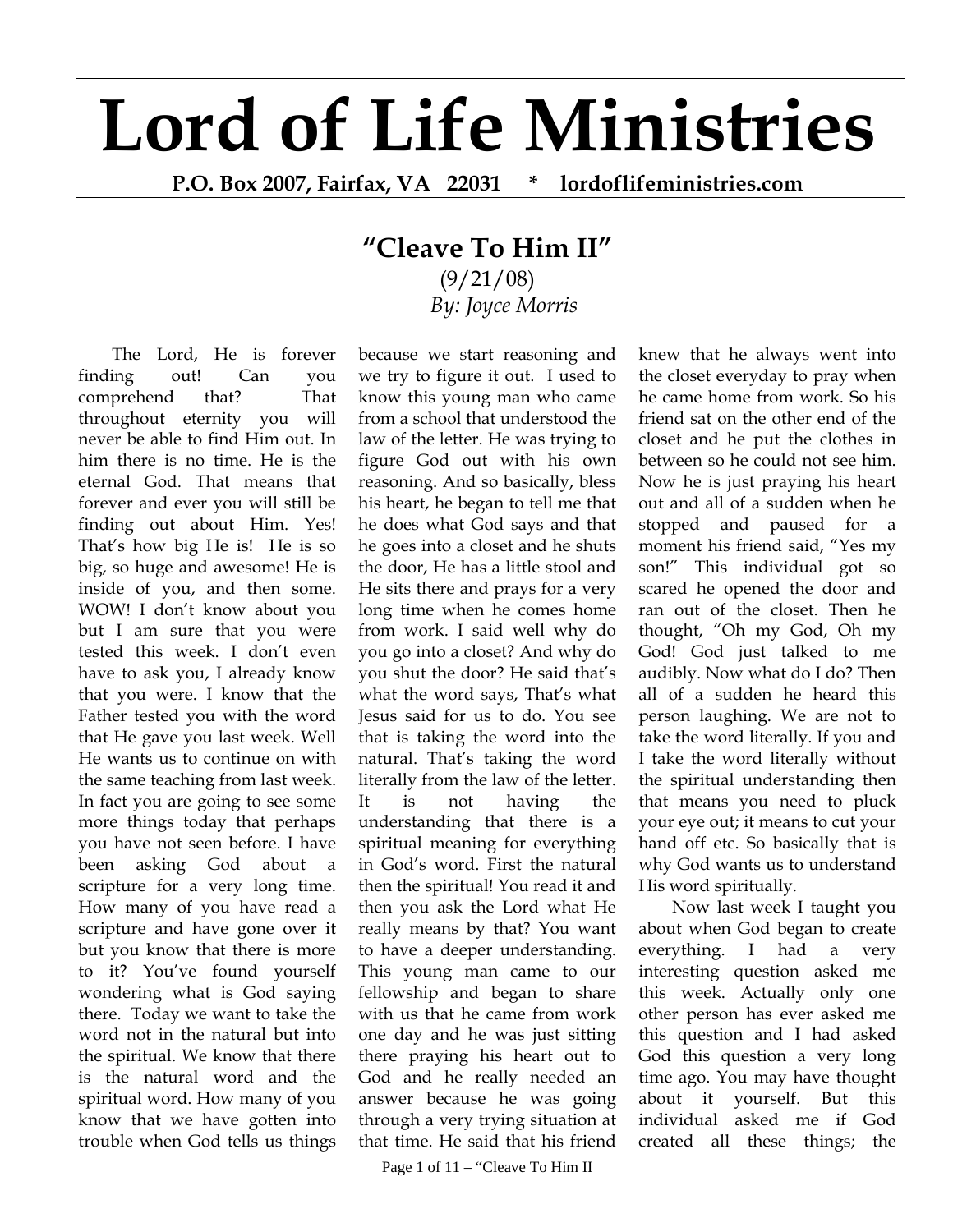# Lord of Life Ministries

**P.O. Box 2007, Fairfax, VA 22031 * lordoflifeministries.com**

## "Cleave To Him II"

(9/21/08)

*By: Joyce Morris*

The Lord, He is forever finding out! Can you comprehend that? That throughout eternity you will never be able to find Him out. In him there is no time. He is the eternal God. That means that forever and ever you will still be finding out about Him. Yes! That's how big He is! He is so big, so huge and awesome! He is inside of you, and then some. WOW! I don't know about you but I am sure that you were tested this week. I don't even have to ask you, I already know that you were. I know that the Father tested you with the word that He gave you last week. Well He wants us to continue on with the same teaching from last week. In fact you are going to see some more things today that perhaps you have not seen before. I have been asking God about a scripture for a very long time. How many of you have read a scripture and have gone over it but you know that there is more to it? You've found yourself wondering what is God saying there. Today we want to take the word not in the natural but into the spiritual. We know that there is the natural word and the spiritual word. How many of you know that we have gotten into trouble when God tells us things because we start reasoning and we try to figure it out. I used to know this young man who came from a school that understood the law of the letter. He was trying to figure God out with his own reasoning. And so basically, bless his heart, he began to tell me that he does what God says and that he goes into a closet and he shuts the door, He has a little stool and He sits there and prays for a very long time when he comes home from work. I said well why do you go into a closet? And why do you shut the door? He said that's what the word says, That's what Jesus said for us to do. You see that is taking the word into the natural. That's taking the word literally from the law of the letter. It is not having the understanding that there is a spiritual meaning for everything in God's word. First the natural then the spiritual! You read it and then you ask the Lord what He really means by that? You want to have a deeper understanding. This young man came to our fellowship and began to share with us that he came from work one day and he was just sitting there praying his heart out to God and he really needed an answer because he was going through a very trying situation at that time. He said that his friend knew that he always went into the closet everyday to pray when he came home from work. So his friend sat on the other end of the closet and he put the clothes in between so he could not see him. Now he is just praying his heart out and all of a sudden when he stopped and paused for a moment his friend said, "Yes my son!" This individual got so scared he opened the door and ran out of the closet. Then he thought, "Oh my God, Oh my God! God just talked to me audibly. Now what do I do? Then all of a sudden he heard this person laughing. We are not to take the word literally. If you and I take the word literally without the spiritual understanding then that means you need to pluck your eye out; it means to cut your hand off etc. So basically that is why God wants us to understand His word spiritually.

Now last week I taught you about when God began to create everything. I had a very interesting question asked me this week. Actually only one other person has ever asked me this question and I had asked God this question a very long time ago. You may have thought about it yourself. But this individual asked me if God created all these things; the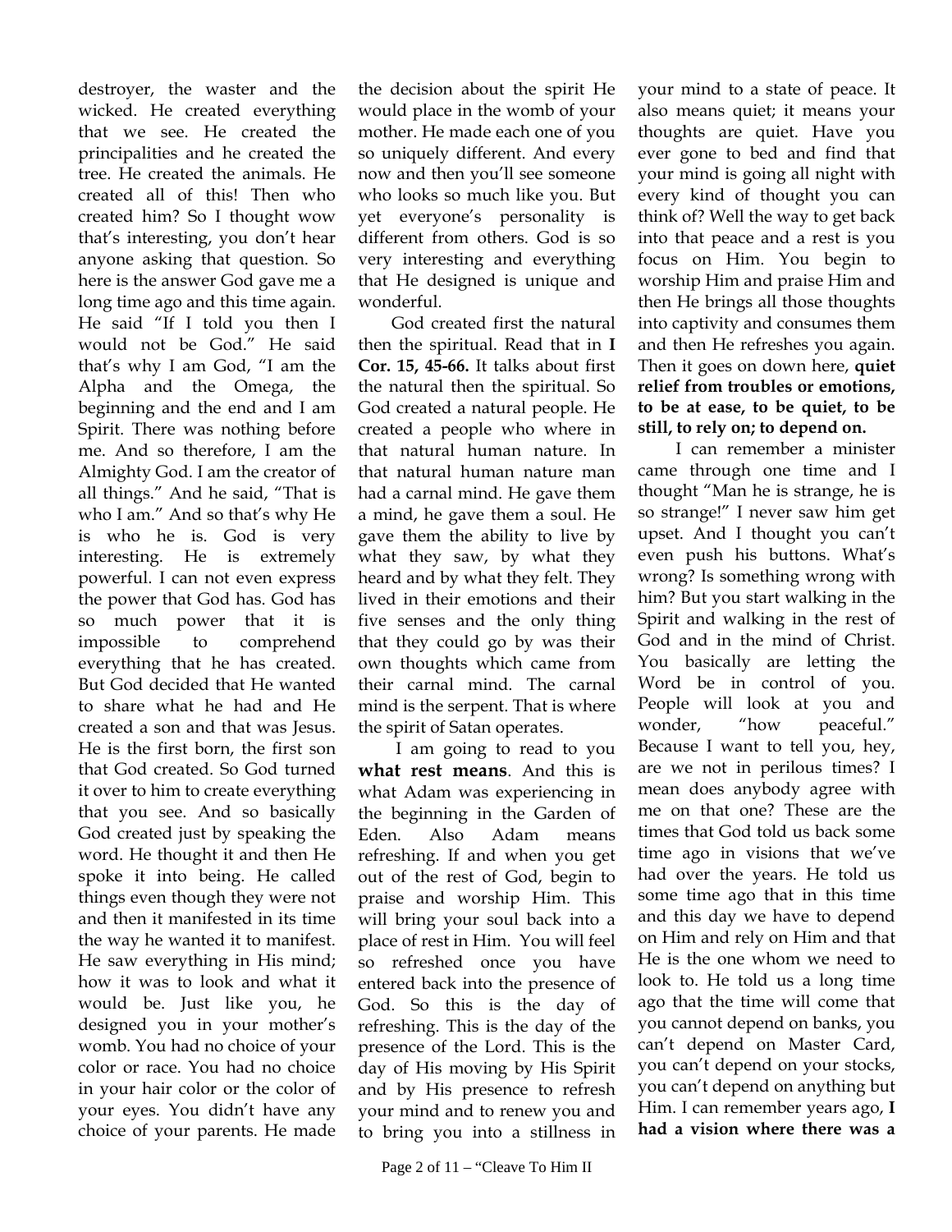destroyer, the waster and the wicked. He created everything that we see. He created the principalities and he created the tree. He created the animals. He created all of this! Then who created him? So I thought wow that's interesting, you don't hear anyone asking that question. So here is the answer God gave me a long time ago and this time again. He said "If I told you then I would not be God." He said that's why I am God, "I am the Alpha and the Omega, the beginning and the end and I am Spirit. There was nothing before me. And so therefore, I am the Almighty God. I am the creator of all things." And he said, "That is who I am." And so that's why He is who he is. God is very interesting. He is extremely powerful. I can not even express the power that God has. God has so much power that it is impossible to comprehend everything that he has created. But God decided that He wanted to share what he had and He created a son and that was Jesus. He is the first born, the first son that God created. So God turned it over to him to create everything that you see. And so basically God created just by speaking the word. He thought it and then He spoke it into being. He called things even though they were not and then it manifested in its time the way he wanted it to manifest. He saw everything in His mind; how it was to look and what it would be. Just like you, he designed you in your mother's womb. You had no choice of your color or race. You had no choice in your hair color or the color of your eyes. You didn't have any choice of your parents. He made the decision about the spirit He would place in the womb of your mother. He made each one of you so uniquely different. And every now and then you'll see someone who looks so much like you. But yet everyone's personality is different from others. God is so very interesting and everything that He designed is unique and wonderful.

God created first the natural then the spiritual. Read that in **I Cor. 15, 45-66.** It talks about first the natural then the spiritual. So God created a natural people. He created a people who where in that natural human nature. In that natural human nature man had a carnal mind. He gave them a mind, he gave them a soul. He gave them the ability to live by what they saw, by what they heard and by what they felt. They lived in their emotions and their five senses and the only thing that they could go by was their own thoughts which came from their carnal mind. The carnal mind is the serpent. That is where the spirit of Satan operates.

I am going to read to you **what rest means**. And this is what Adam was experiencing in the beginning in the Garden of Eden. Also Adam means refreshing. If and when you get out of the rest of God, begin to praise and worship Him. This will bring your soul back into a place of rest in Him. You will feel so refreshed once you have entered back into the presence of God. So this is the day of refreshing. This is the day of the presence of the Lord. This is the day of His moving by His Spirit and by His presence to refresh your mind and to renew you and to bring you into a stillness in your mind to a state of peace. It also means quiet; it means your thoughts are quiet. Have you ever gone to bed and find that your mind is going all night with every kind of thought you can think of? Well the way to get back into that peace and a rest is you focus on Him. You begin to worship Him and praise Him and then He brings all those thoughts into captivity and consumes them and then He refreshes you again. Then it goes on down here, **quiet relief from troubles or emotions, to be at ease, to be quiet, to be still, to rely on; to depend on.**

I can remember a minister came through one time and I thought "Man he is strange, he is so strange!" I never saw him get upset. And I thought you can't even push his buttons. What's wrong? Is something wrong with him? But you start walking in the Spirit and walking in the rest of God and in the mind of Christ. You basically are letting the Word be in control of you. People will look at you and wonder, "how peaceful." Because I want to tell you, hey, are we not in perilous times? I mean does anybody agree with me on that one? These are the times that God told us back some time ago in visions that we've had over the years. He told us some time ago that in this time and this day we have to depend on Him and rely on Him and that He is the one whom we need to look to. He told us a long time ago that the time will come that you cannot depend on banks, you can't depend on Master Card, you can't depend on your stocks, you can't depend on anything but Him. I can remember years ago, **I had a vision where there was a**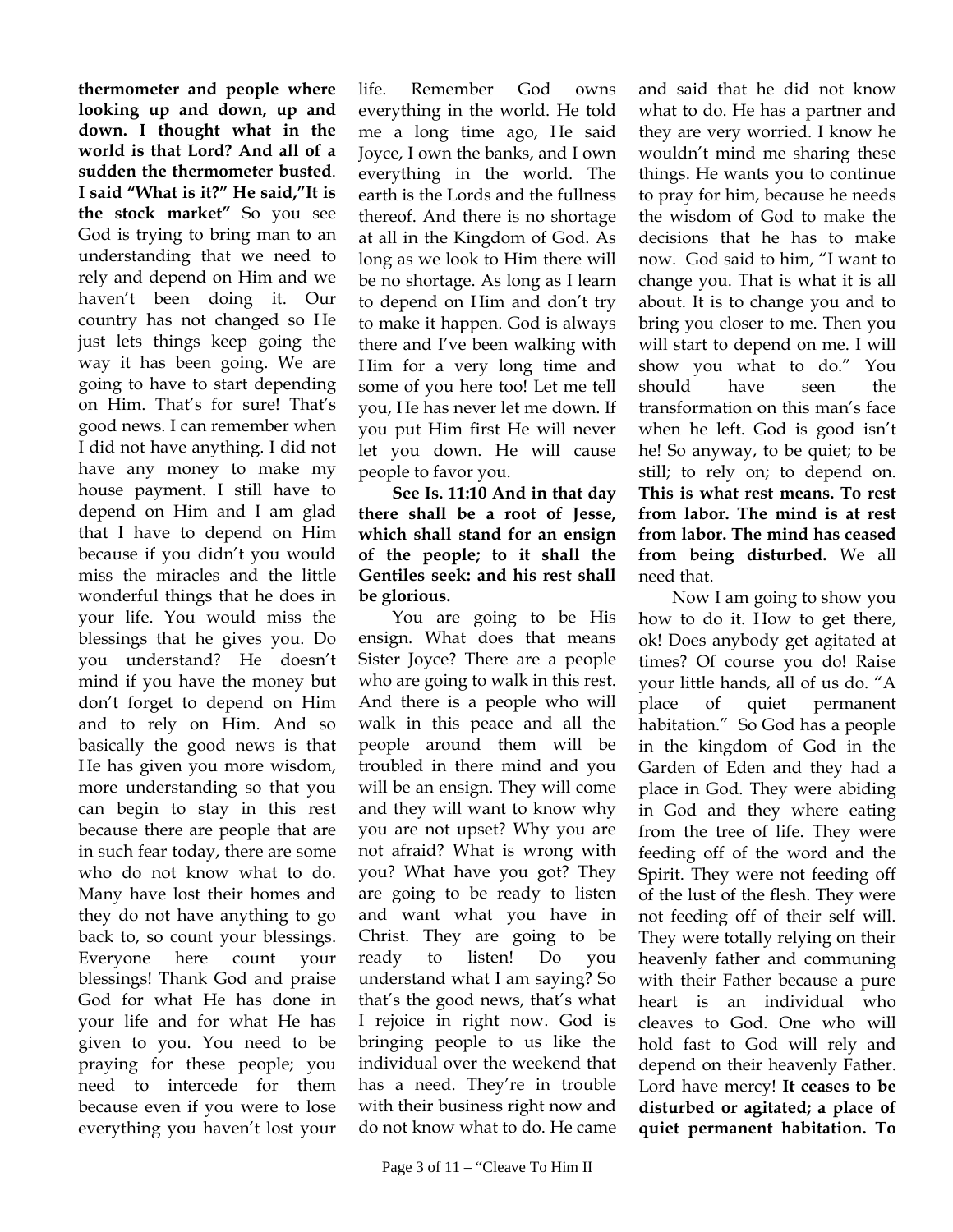**thermometer and people where looking up and down, up and down. I thought what in the world is that Lord? And all of a sudden the thermometer busted**. **I said "What is it?" He said,"It is the stock market"** So you see God is trying to bring man to an understanding that we need to rely and depend on Him and we haven't been doing it. Our country has not changed so He just lets things keep going the way it has been going. We are going to have to start depending on Him. That's for sure! That's good news. I can remember when I did not have anything. I did not have any money to make my house payment. I still have to depend on Him and I am glad that I have to depend on Him because if you didn't you would miss the miracles and the little wonderful things that he does in your life. You would miss the blessings that he gives you. Do you understand? He doesn't mind if you have the money but don't forget to depend on Him and to rely on Him. And so basically the good news is that He has given you more wisdom, more understanding so that you can begin to stay in this rest because there are people that are in such fear today, there are some who do not know what to do. Many have lost their homes and they do not have anything to go back to, so count your blessings. Everyone here count your blessings! Thank God and praise God for what He has done in your life and for what He has given to you. You need to be praying for these people; you need to intercede for them because even if you were to lose everything you haven't lost your life. Remember God owns everything in the world. He told me a long time ago, He said Joyce, I own the banks, and I own everything in the world. The earth is the Lords and the fullness thereof. And there is no shortage at all in the Kingdom of God. As long as we look to Him there will be no shortage. As long as I learn to depend on Him and don't try to make it happen. God is always there and I've been walking with Him for a very long time and some of you here too! Let me tell you, He has never let me down. If you put Him first He will never let you down. He will cause people to favor you.

**See Is. 11:10 And in that day there shall be a root of Jesse, which shall stand for an ensign of the people; to it shall the Gentiles seek: and his rest shall be glorious.**

You are going to be His ensign. What does that means Sister Joyce? There are a people who are going to walk in this rest. And there is a people who will walk in this peace and all the people around them will be troubled in there mind and you will be an ensign. They will come and they will want to know why you are not upset? Why you are not afraid? What is wrong with you? What have you got? They are going to be ready to listen and want what you have in Christ. They are going to be ready to listen! Do you understand what I am saying? So that's the good news, that's what I rejoice in right now. God is bringing people to us like the individual over the weekend that has a need. They're in trouble with their business right now and do not know what to do. He came and said that he did not know what to do. He has a partner and they are very worried. I know he wouldn't mind me sharing these things. He wants you to continue to pray for him, because he needs the wisdom of God to make the decisions that he has to make now. God said to him, "I want to change you. That is what it is all about. It is to change you and to bring you closer to me. Then you will start to depend on me. I will show you what to do." You should have seen the transformation on this man's face when he left. God is good isn't he! So anyway, to be quiet; to be still; to rely on; to depend on. **This is what rest means. To rest from labor. The mind is at rest from labor. The mind has ceased from being disturbed.** We all need that.

Now I am going to show you how to do it. How to get there, ok! Does anybody get agitated at times? Of course you do! Raise your little hands, all of us do. "A place of quiet permanent habitation." So God has a people in the kingdom of God in the Garden of Eden and they had a place in God. They were abiding in God and they where eating from the tree of life. They were feeding off of the word and the Spirit. They were not feeding off of the lust of the flesh. They were not feeding off of their self will. They were totally relying on their heavenly father and communing with their Father because a pure heart is an individual who cleaves to God. One who will hold fast to God will rely and depend on their heavenly Father. Lord have mercy! **It ceases to be disturbed or agitated; a place of quiet permanent habitation. To**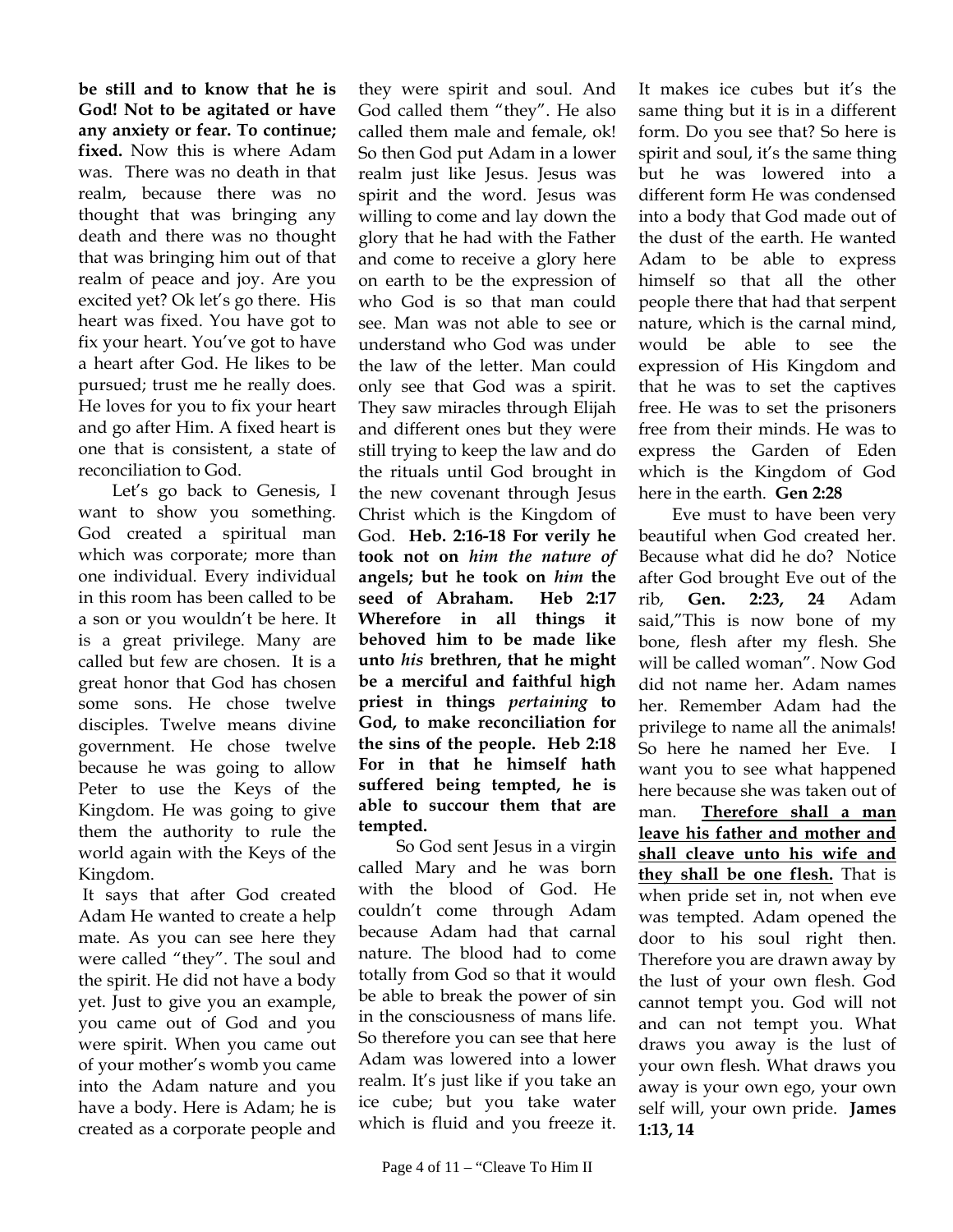**be still and to know that he is God! Not to be agitated or have any anxiety or fear. To continue; fixed.** Now this is where Adam was. There was no death in that realm, because there was no thought that was bringing any death and there was no thought that was bringing him out of that realm of peace and joy. Are you excited yet? Ok let's go there. His heart was fixed. You have got to fix your heart. You've got to have a heart after God. He likes to be pursued; trust me he really does. He loves for you to fix your heart and go after Him. A fixed heart is one that is consistent, a state of reconciliation to God.

Let's go back to Genesis, I want to show you something. God created a spiritual man which was corporate; more than one individual. Every individual in this room has been called to be a son or you wouldn't be here. It is a great privilege. Many are called but few are chosen. It is a great honor that God has chosen some sons. He chose twelve disciples. Twelve means divine government. He chose twelve because he was going to allow Peter to use the Keys of the Kingdom. He was going to give them the authority to rule the world again with the Keys of the Kingdom.

It says that after God created Adam He wanted to create a help mate. As you can see here they were called "they". The soul and the spirit. He did not have a body yet. Just to give you an example, you came out of God and you were spirit. When you came out of your mother's womb you came into the Adam nature and you have a body. Here is Adam; he is created as a corporate people and they were spirit and soul. And God called them "they". He also called them male and female, ok! So then God put Adam in a lower realm just like Jesus. Jesus was spirit and the word. Jesus was willing to come and lay down the glory that he had with the Father and come to receive a glory here on earth to be the expression of who God is so that man could see. Man was not able to see or understand who God was under the law of the letter. Man could only see that God was a spirit. They saw miracles through Elijah and different ones but they were still trying to keep the law and do the rituals until God brought in the new covenant through Jesus Christ which is the Kingdom of God. **Heb. 2:16-18 For verily he took not on *him the nature of* angels; but he took on *him* the seed of Abraham. Heb 2:17 Wherefore in all things it behoved him to be made like unto *his* brethren, that he might be a merciful and faithful high priest in things *pertaining* to God, to make reconciliation for the sins of the people. Heb 2:18 For in that he himself hath suffered being tempted, he is able to succour them that are tempted.**

So God sent Jesus in a virgin called Mary and he was born with the blood of God. He couldn't come through Adam because Adam had that carnal nature. The blood had to come totally from God so that it would be able to break the power of sin in the consciousness of mans life. So therefore you can see that here Adam was lowered into a lower realm. It's just like if you take an ice cube; but you take water which is fluid and you freeze it. It makes ice cubes but it's the same thing but it is in a different form. Do you see that? So here is spirit and soul, it's the same thing but he was lowered into a different form He was condensed into a body that God made out of the dust of the earth. He wanted Adam to be able to express himself so that all the other people there that had that serpent nature, which is the carnal mind, would be able to see the expression of His Kingdom and that he was to set the captives free. He was to set the prisoners free from their minds. He was to express the Garden of Eden which is the Kingdom of God here in the earth. **Gen 2:28**

Eve must to have been very beautiful when God created her. Because what did he do? Notice after God brought Eve out of the rib, **Gen. 2:23, 24** Adam said,"This is now bone of my bone, flesh after my flesh. She will be called woman". Now God did not name her. Adam names her. Remember Adam had the privilege to name all the animals! So here he named her Eve. I want you to see what happened here because she was taken out of man. <u>**Therefore shall a man leave his father and mother and shall cleave unto his wife and they shall be one flesh.**</u> That is when pride set in, not when eve was tempted. Adam opened the door to his soul right then. Therefore you are drawn away by the lust of your own flesh. God cannot tempt you. God will not and can not tempt you. What draws you away is the lust of your own flesh. What draws you away is your own ego, your own self will, your own pride. **James 1:13, 14**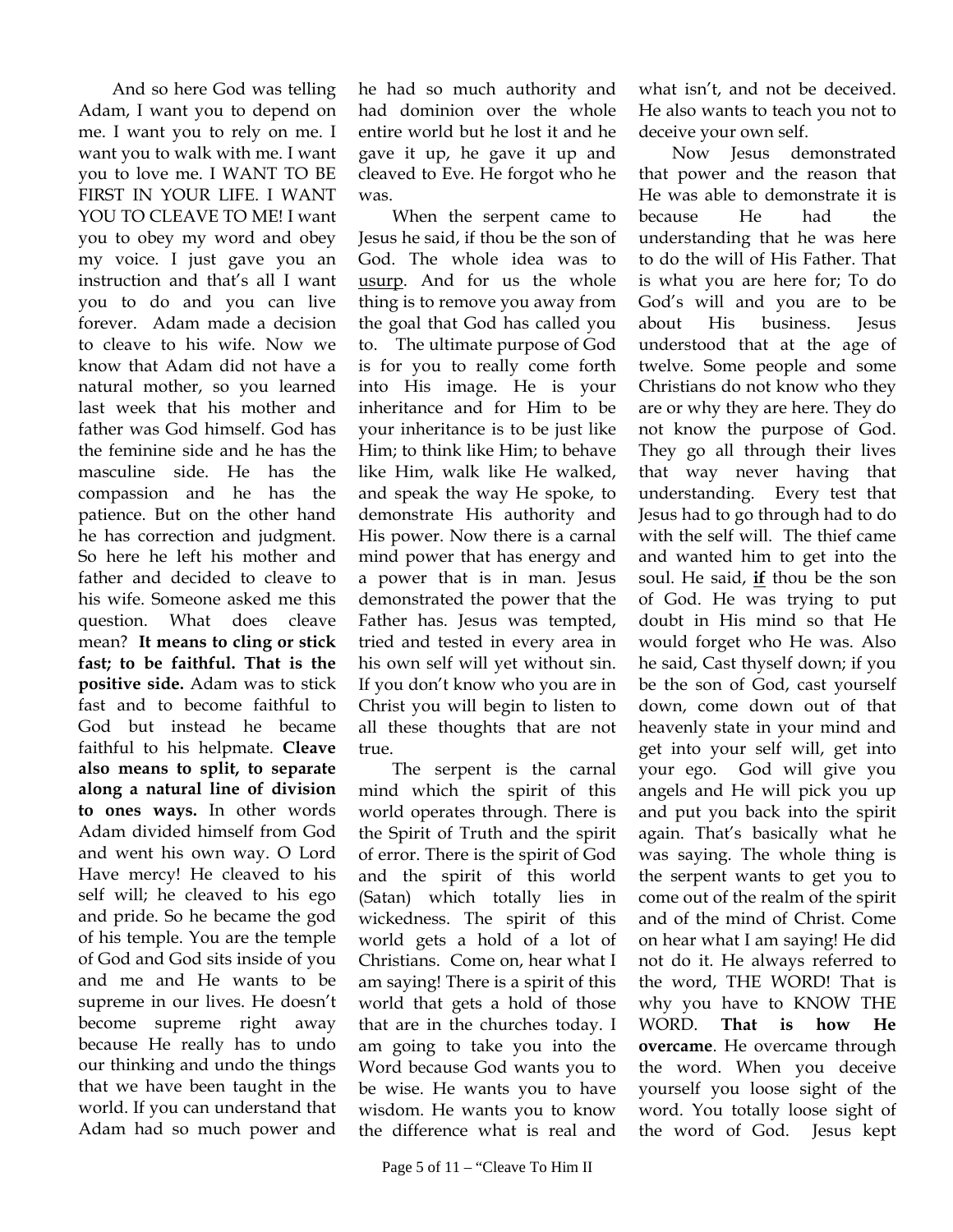And so here God was telling Adam, I want you to depend on me. I want you to rely on me. I want you to walk with me. I want you to love me. I WANT TO BE FIRST IN YOUR LIFE. I WANT YOU TO CLEAVE TO ME! I want you to obey my word and obey my voice. I just gave you an instruction and that's all I want you to do and you can live forever. Adam made a decision to cleave to his wife. Now we know that Adam did not have a natural mother, so you learned last week that his mother and father was God himself. God has the feminine side and he has the masculine side. He has the compassion and he has the patience. But on the other hand he has correction and judgment. So here he left his mother and father and decided to cleave to his wife. Someone asked me this question. What does cleave mean? **It means to cling or stick fast; to be faithful. That is the positive side.** Adam was to stick fast and to become faithful to God but instead he became faithful to his helpmate. **Cleave also means to split, to separate along a natural line of division to ones ways.** In other words Adam divided himself from God and went his own way. O Lord Have mercy! He cleaved to his self will; he cleaved to his ego and pride. So he became the god of his temple. You are the temple of God and God sits inside of you and me and He wants to be supreme in our lives. He doesn't become supreme right away because He really has to undo our thinking and undo the things that we have been taught in the world. If you can understand that Adam had so much power and he had so much authority and had dominion over the whole entire world but he lost it and he gave it up, he gave it up and cleaved to Eve. He forgot who he was.

When the serpent came to Jesus he said, if thou be the son of God. The whole idea was to usurp. And for us the whole thing is to remove you away from the goal that God has called you to. The ultimate purpose of God is for you to really come forth into His image. He is your inheritance and for Him to be your inheritance is to be just like Him; to think like Him; to behave like Him, walk like He walked, and speak the way He spoke, to demonstrate His authority and His power. Now there is a carnal mind power that has energy and a power that is in man. Jesus demonstrated the power that the Father has. Jesus was tempted, tried and tested in every area in his own self will yet without sin. If you don't know who you are in Christ you will begin to listen to all these thoughts that are not true.

The serpent is the carnal mind which the spirit of this world operates through. There is the Spirit of Truth and the spirit of error. There is the spirit of God and the spirit of this world (Satan) which totally lies in wickedness. The spirit of this world gets a hold of a lot of Christians. Come on, hear what I am saying! There is a spirit of this world that gets a hold of those that are in the churches today. I am going to take you into the Word because God wants you to be wise. He wants you to have wisdom. He wants you to know the difference what is real and what isn't, and not be deceived. He also wants to teach you not to deceive your own self.

Now Jesus demonstrated that power and the reason that He was able to demonstrate it is because He had the understanding that he was here to do the will of His Father. That is what you are here for; To do God's will and you are to be about His business. Jesus understood that at the age of twelve. Some people and some Christians do not know who they are or why they are here. They do not know the purpose of God. They go all through their lives that way never having that understanding. Every test that Jesus had to go through had to do with the self will. The thief came and wanted him to get into the soul. He said, **if** thou be the son of God. He was trying to put doubt in His mind so that He would forget who He was. Also he said, Cast thyself down; if you be the son of God, cast yourself down, come down out of that heavenly state in your mind and get into your self will, get into your ego. God will give you angels and He will pick you up and put you back into the spirit again. That's basically what he was saying. The whole thing is the serpent wants to get you to come out of the realm of the spirit and of the mind of Christ. Come on hear what I am saying! He did not do it. He always referred to the word, THE WORD! That is why you have to KNOW THE WORD. **That is how He overcame**. He overcame through the word. When you deceive yourself you loose sight of the word. You totally loose sight of the word of God. Jesus kept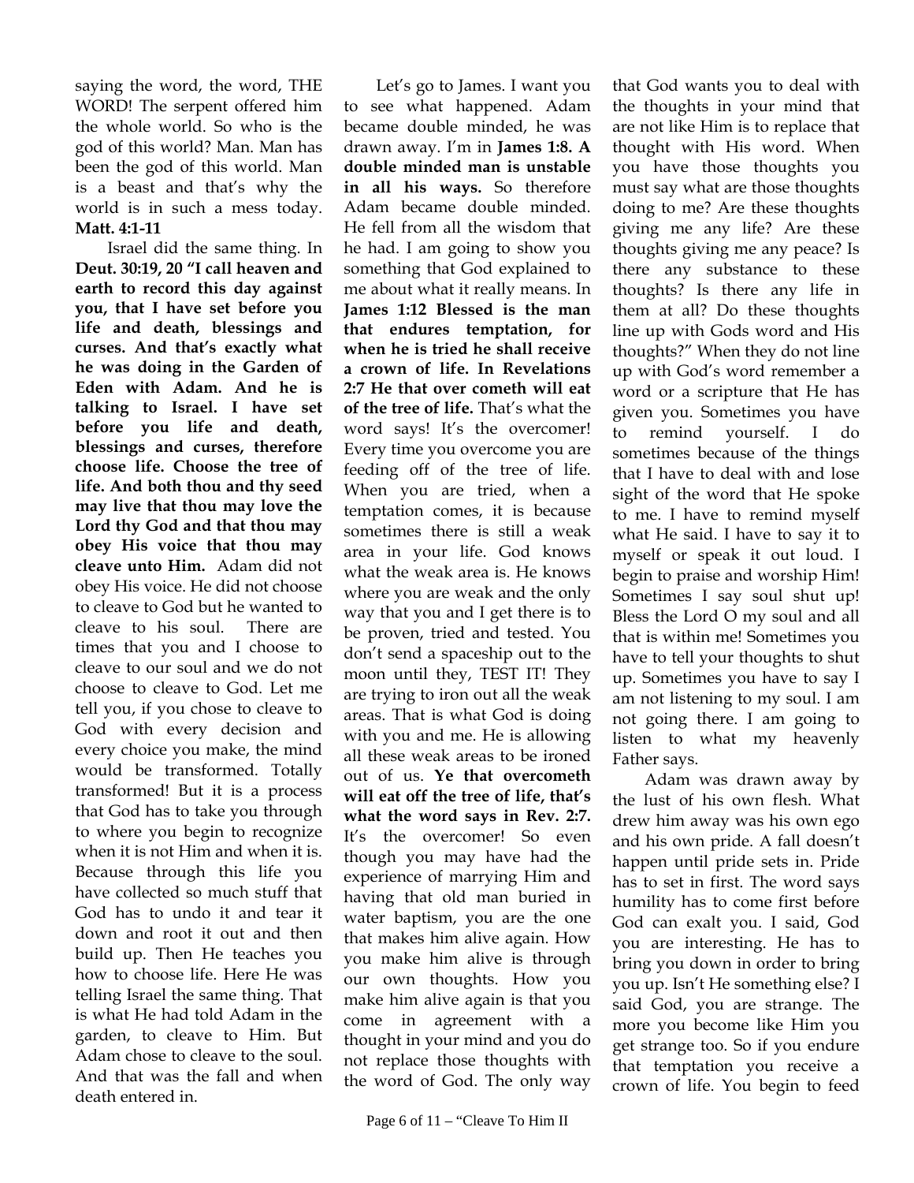saying the word, the word, THE WORD! The serpent offered him the whole world. So who is the god of this world? Man. Man has been the god of this world. Man is a beast and that's why the world is in such a mess today. **Matt. 4:1-11**

Israel did the same thing. In **Deut. 30:19, 20 "I call heaven and earth to record this day against you, that I have set before you life and death, blessings and curses. And that's exactly what he was doing in the Garden of Eden with Adam. And he is talking to Israel. I have set before you life and death, blessings and curses, therefore choose life. Choose the tree of life. And both thou and thy seed may live that thou may love the Lord thy God and that thou may obey His voice that thou may cleave unto Him.** Adam did not obey His voice. He did not choose to cleave to God but he wanted to cleave to his soul. There are times that you and I choose to cleave to our soul and we do not choose to cleave to God. Let me tell you, if you chose to cleave to God with every decision and every choice you make, the mind would be transformed. Totally transformed! But it is a process that God has to take you through to where you begin to recognize when it is not Him and when it is. Because through this life you have collected so much stuff that God has to undo it and tear it down and root it out and then build up. Then He teaches you how to choose life. Here He was telling Israel the same thing. That is what He had told Adam in the garden, to cleave to Him. But Adam chose to cleave to the soul. And that was the fall and when death entered in.

Let's go to James. I want you to see what happened. Adam became double minded, he was drawn away. I'm in **James 1:8. A double minded man is unstable in all his ways.** So therefore Adam became double minded. He fell from all the wisdom that he had. I am going to show you something that God explained to me about what it really means. In **James 1:12 Blessed is the man that endures temptation, for when he is tried he shall receive a crown of life. In Revelations 2:7 He that over cometh will eat of the tree of life.** That's what the word says! It's the overcomer! Every time you overcome you are feeding off of the tree of life. When you are tried, when a temptation comes, it is because sometimes there is still a weak area in your life. God knows what the weak area is. He knows where you are weak and the only way that you and I get there is to be proven, tried and tested. You don't send a spaceship out to the moon until they, TEST IT! They are trying to iron out all the weak areas. That is what God is doing with you and me. He is allowing all these weak areas to be ironed out of us. **Ye that overcometh will eat off the tree of life, that's what the word says in Rev. 2:7.** It's the overcomer! So even though you may have had the experience of marrying Him and having that old man buried in water baptism, you are the one that makes him alive again. How you make him alive is through our own thoughts. How you make him alive again is that you come in agreement with a thought in your mind and you do not replace those thoughts with the word of God. The only way that God wants you to deal with the thoughts in your mind that are not like Him is to replace that thought with His word. When you have those thoughts you must say what are those thoughts doing to me? Are these thoughts giving me any life? Are these thoughts giving me any peace? Is there any substance to these thoughts? Is there any life in them at all? Do these thoughts line up with Gods word and His thoughts?" When they do not line up with God's word remember a word or a scripture that He has given you. Sometimes you have to remind yourself. I do sometimes because of the things that I have to deal with and lose sight of the word that He spoke to me. I have to remind myself what He said. I have to say it to myself or speak it out loud. I begin to praise and worship Him! Sometimes I say soul shut up! Bless the Lord O my soul and all that is within me! Sometimes you have to tell your thoughts to shut up. Sometimes you have to say I am not listening to my soul. I am not going there. I am going to listen to what my heavenly Father says.

Adam was drawn away by the lust of his own flesh. What drew him away was his own ego and his own pride. A fall doesn't happen until pride sets in. Pride has to set in first. The word says humility has to come first before God can exalt you. I said, God you are interesting. He has to bring you down in order to bring you up. Isn't He something else? I said God, you are strange. The more you become like Him you get strange too. So if you endure that temptation you receive a crown of life. You begin to feed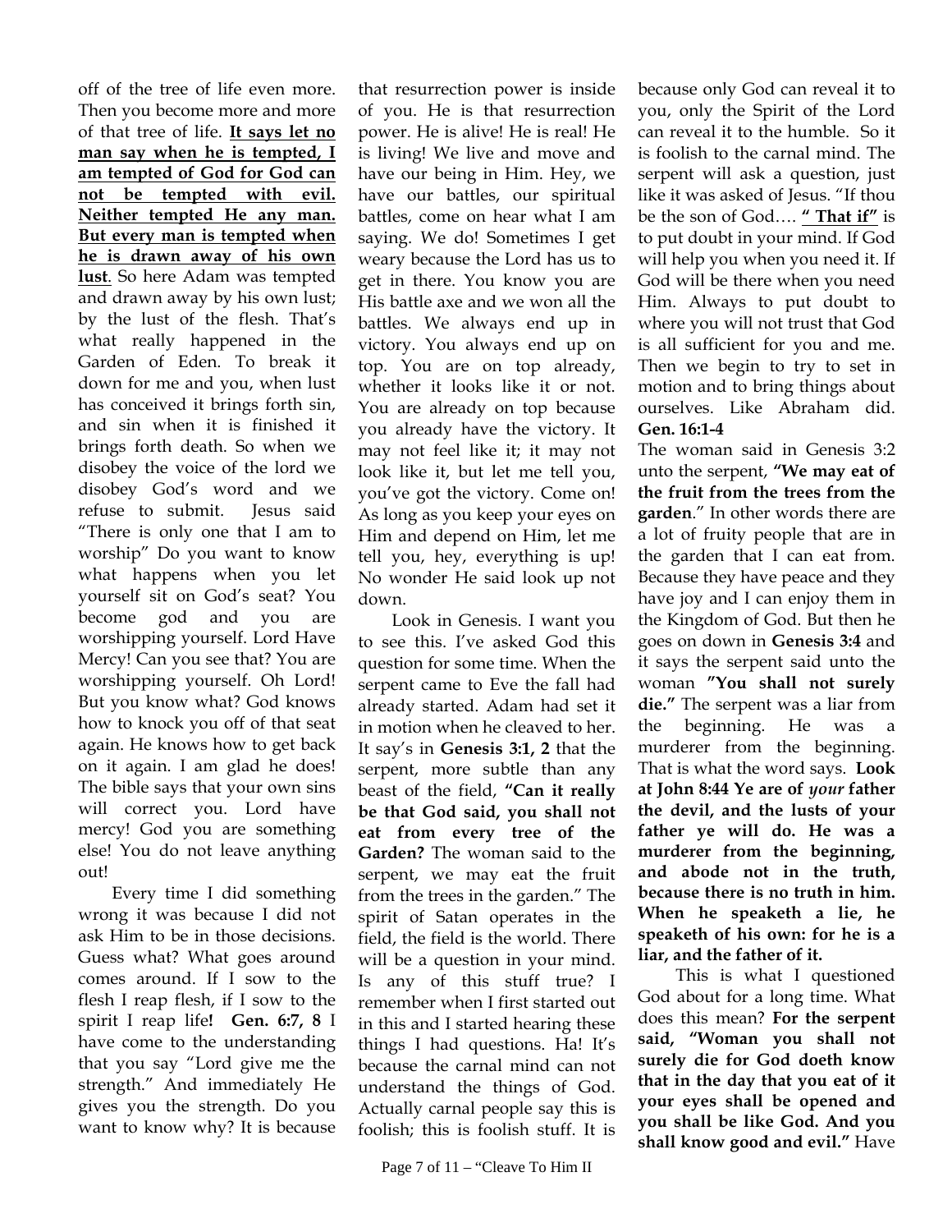off of the tree of life even more. Then you become more and more of that tree of life. **<u>It says let no man say when he is tempted, I am tempted of God for God can not be tempted with evil. Neither tempted He any man. But every man is tempted when he is drawn away of his own lust</u>**. So here Adam was tempted and drawn away by his own lust; by the lust of the flesh. That's what really happened in the Garden of Eden. To break it down for me and you, when lust has conceived it brings forth sin, and sin when it is finished it brings forth death. So when we disobey the voice of the lord we disobey God's word and we refuse to submit. Jesus said "There is only one that I am to worship" Do you want to know what happens when you let yourself sit on God's seat? You become god and you are worshipping yourself. Lord Have Mercy! Can you see that? You are worshipping yourself. Oh Lord! But you know what? God knows how to knock you off of that seat again. He knows how to get back on it again. I am glad he does! The bible says that your own sins will correct you. Lord have mercy! God you are something else! You do not leave anything out!

Every time I did something wrong it was because I did not ask Him to be in those decisions. Guess what? What goes around comes around. If I sow to the flesh I reap flesh, if I sow to the spirit I reap life**! Gen. 6:7, 8** I have come to the understanding that you say "Lord give me the strength." And immediately He gives you the strength. Do you want to know why? It is because that resurrection power is inside of you. He is that resurrection power. He is alive! He is real! He is living! We live and move and have our being in Him. Hey, we have our battles, our spiritual battles, come on hear what I am saying. We do! Sometimes I get weary because the Lord has us to get in there. You know you are His battle axe and we won all the battles. We always end up in victory. You always end up on top. You are on top already, whether it looks like it or not. You are already on top because you already have the victory. It may not feel like it; it may not look like it, but let me tell you, you've got the victory. Come on! As long as you keep your eyes on Him and depend on Him, let me tell you, hey, everything is up! No wonder He said look up not down.

Look in Genesis. I want you to see this. I've asked God this question for some time. When the serpent came to Eve the fall had already started. Adam had set it in motion when he cleaved to her. It say's in **Genesis 3:1, 2** that the serpent, more subtle than any beast of the field, **"Can it really be that God said, you shall not eat from every tree of the Garden?** The woman said to the serpent, we may eat the fruit from the trees in the garden." The spirit of Satan operates in the field, the field is the world. There will be a question in your mind. Is any of this stuff true? I remember when I first started out in this and I started hearing these things I had questions. Ha! It's because the carnal mind can not understand the things of God. Actually carnal people say this is foolish; this is foolish stuff. It is because only God can reveal it to you, only the Spirit of the Lord can reveal it to the humble. So it is foolish to the carnal mind. The serpent will ask a question, just like it was asked of Jesus. "If thou be the son of God…. **<u>" That if"</u>** is to put doubt in your mind. If God will help you when you need it. If God will be there when you need Him. Always to put doubt to where you will not trust that God is all sufficient for you and me. Then we begin to try to set in motion and to bring things about ourselves. Like Abraham did. **Gen. 16:1-4**

The woman said in Genesis 3:2 unto the serpent, **"We may eat of the fruit from the trees from the garden**." In other words there are a lot of fruity people that are in the garden that I can eat from. Because they have peace and they have joy and I can enjoy them in the Kingdom of God. But then he goes on down in **Genesis 3:4** and it says the serpent said unto the woman **"You shall not surely die."** The serpent was a liar from the beginning. He was a murderer from the beginning. That is what the word says. **Look at John 8:44 Ye are of *your* father the devil, and the lusts of your father ye will do. He was a murderer from the beginning, and abode not in the truth, because there is no truth in him. When he speaketh a lie, he speaketh of his own: for he is a liar, and the father of it.**

This is what I questioned God about for a long time. What does this mean? **For the serpent said, "Woman you shall not surely die for God doeth know that in the day that you eat of it your eyes shall be opened and you shall be like God. And you shall know good and evil."** Have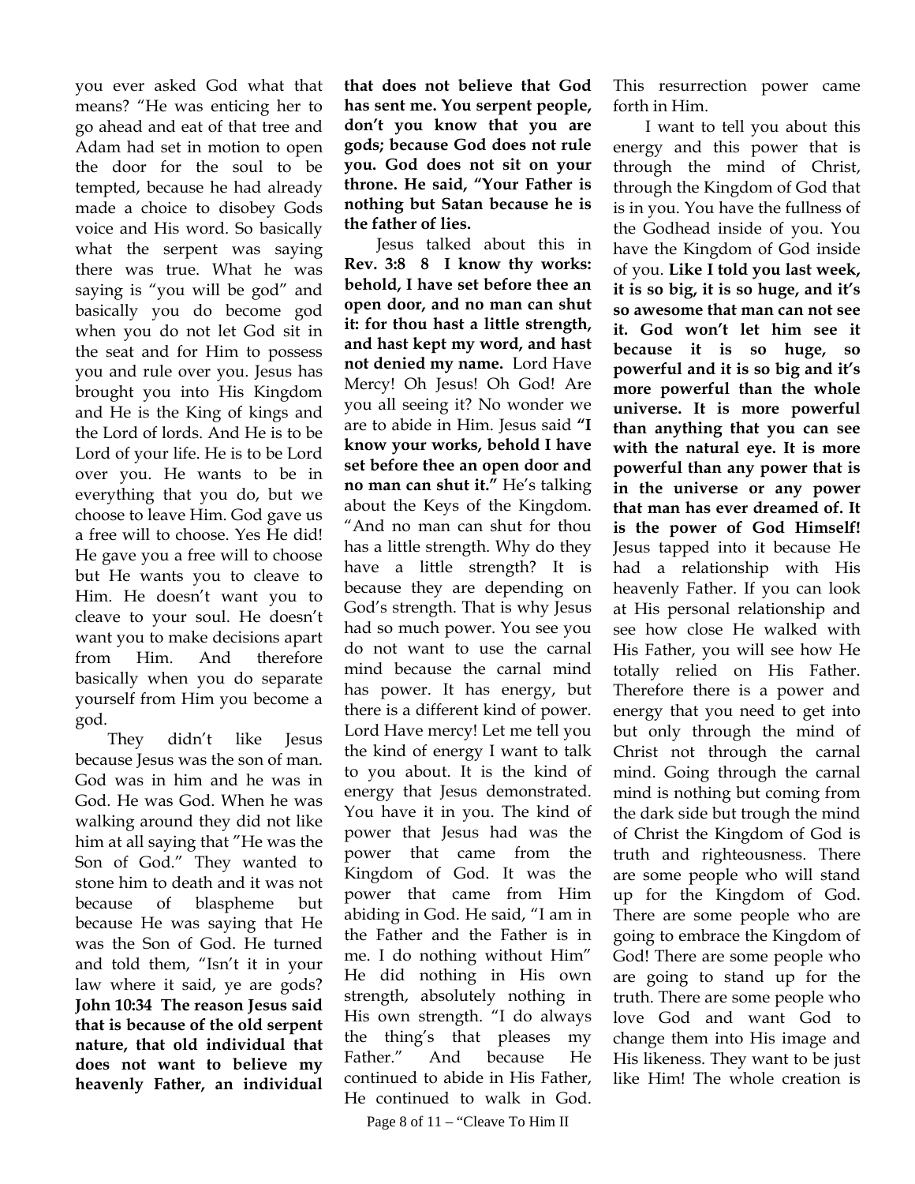you ever asked God what that means? "He was enticing her to go ahead and eat of that tree and Adam had set in motion to open the door for the soul to be tempted, because he had already made a choice to disobey Gods voice and His word. So basically what the serpent was saying there was true. What he was saying is "you will be god" and basically you do become god when you do not let God sit in the seat and for Him to possess you and rule over you. Jesus has brought you into His Kingdom and He is the King of kings and the Lord of lords. And He is to be Lord of your life. He is to be Lord over you. He wants to be in everything that you do, but we choose to leave Him. God gave us a free will to choose. Yes He did! He gave you a free will to choose but He wants you to cleave to Him. He doesn't want you to cleave to your soul. He doesn't want you to make decisions apart from Him. And therefore basically when you do separate yourself from Him you become a god.

They didn't like Jesus because Jesus was the son of man. God was in him and he was in God. He was God. When he was walking around they did not like him at all saying that "He was the Son of God." They wanted to stone him to death and it was not because of blaspheme but because He was saying that He was the Son of God. He turned and told them, "Isn't it in your law where it said, ye are gods? **John 10:34 The reason Jesus said that is because of the old serpent nature, that old individual that does not want to believe my heavenly Father, an individual that does not believe that God has sent me. You serpent people, don't you know that you are gods; because God does not rule you. God does not sit on your throne. He said, "Your Father is nothing but Satan because he is the father of lies.**

Jesus talked about this in **Rev. 3:8 8 I know thy works: behold, I have set before thee an open door, and no man can shut it: for thou hast a little strength, and hast kept my word, and hast not denied my name.** Lord Have Mercy! Oh Jesus! Oh God! Are you all seeing it? No wonder we are to abide in Him. Jesus said **"I know your works, behold I have set before thee an open door and no man can shut it."** He's talking about the Keys of the Kingdom. "And no man can shut for thou has a little strength. Why do they have a little strength? It is because they are depending on God's strength. That is why Jesus had so much power. You see you do not want to use the carnal mind because the carnal mind has power. It has energy, but there is a different kind of power. Lord Have mercy! Let me tell you the kind of energy I want to talk to you about. It is the kind of energy that Jesus demonstrated. You have it in you. The kind of power that Jesus had was the power that came from the Kingdom of God. It was the power that came from Him abiding in God. He said, "I am in the Father and the Father is in me. I do nothing without Him" He did nothing in His own strength, absolutely nothing in His own strength. "I do always the thing's that pleases my Father." And because He continued to abide in His Father, He continued to walk in God. This resurrection power came forth in Him.

I want to tell you about this energy and this power that is through the mind of Christ, through the Kingdom of God that is in you. You have the fullness of the Godhead inside of you. You have the Kingdom of God inside of you. **Like I told you last week, it is so big, it is so huge, and it's so awesome that man can not see it. God won't let him see it because it is so huge, so powerful and it is so big and it's more powerful than the whole universe. It is more powerful than anything that you can see with the natural eye. It is more powerful than any power that is in the universe or any power that man has ever dreamed of. It is the power of God Himself!** Jesus tapped into it because He had a relationship with His heavenly Father. If you can look at His personal relationship and see how close He walked with His Father, you will see how He totally relied on His Father. Therefore there is a power and energy that you need to get into but only through the mind of Christ not through the carnal mind. Going through the carnal mind is nothing but coming from the dark side but trough the mind of Christ the Kingdom of God is truth and righteousness. There are some people who will stand up for the Kingdom of God. There are some people who are going to embrace the Kingdom of God! There are some people who are going to stand up for the truth. There are some people who love God and want God to change them into His image and His likeness. They want to be just like Him! The whole creation is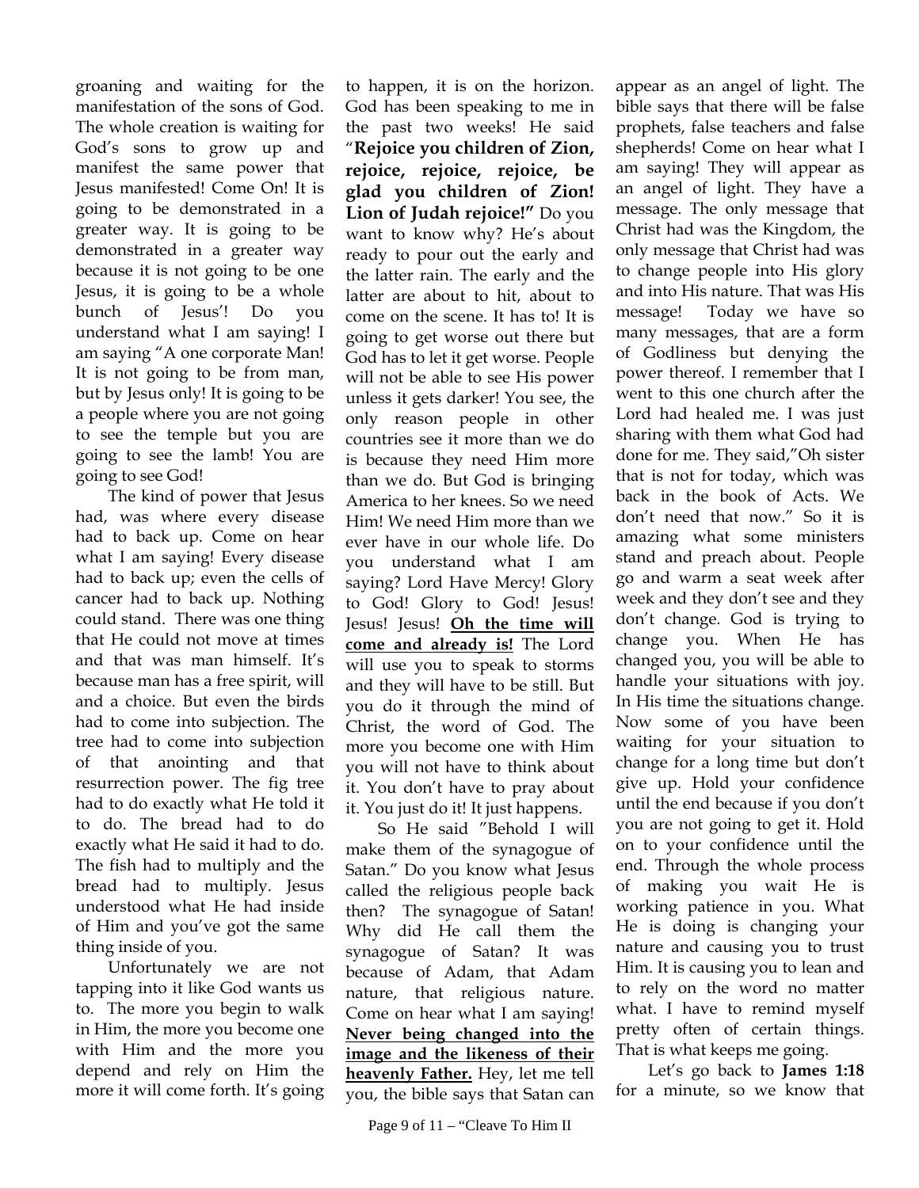groaning and waiting for the manifestation of the sons of God. The whole creation is waiting for God's sons to grow up and manifest the same power that Jesus manifested! Come On! It is going to be demonstrated in a greater way. It is going to be demonstrated in a greater way because it is not going to be one Jesus, it is going to be a whole bunch of Jesus'! Do you understand what I am saying! I am saying "A one corporate Man! It is not going to be from man, but by Jesus only! It is going to be a people where you are not going to see the temple but you are going to see the lamb! You are going to see God!

The kind of power that Jesus had, was where every disease had to back up. Come on hear what I am saying! Every disease had to back up; even the cells of cancer had to back up. Nothing could stand. There was one thing that He could not move at times and that was man himself. It's because man has a free spirit, will and a choice. But even the birds had to come into subjection. The tree had to come into subjection of that anointing and that resurrection power. The fig tree had to do exactly what He told it to do. The bread had to do exactly what He said it had to do. The fish had to multiply and the bread had to multiply. Jesus understood what He had inside of Him and you've got the same thing inside of you.

Unfortunately we are not tapping into it like God wants us to. The more you begin to walk in Him, the more you become one with Him and the more you depend and rely on Him the more it will come forth. It's going to happen, it is on the horizon. God has been speaking to me in the past two weeks! He said "**Rejoice you children of Zion, rejoice, rejoice, rejoice, be glad you children of Zion! Lion of Judah rejoice!"** Do you want to know why? He's about ready to pour out the early and the latter rain. The early and the latter are about to hit, about to come on the scene. It has to! It is going to get worse out there but God has to let it get worse. People will not be able to see His power unless it gets darker! You see, the only reason people in other countries see it more than we do is because they need Him more than we do. But God is bringing America to her knees. So we need Him! We need Him more than we ever have in our whole life. Do you understand what I am saying? Lord Have Mercy! Glory to God! Glory to God! Jesus! Jesus! Jesus! **<u>Oh the time will come and already is!</u>** The Lord will use you to speak to storms and they will have to be still. But you do it through the mind of Christ, the word of God. The more you become one with Him you will not have to think about it. You don't have to pray about it. You just do it! It just happens.

So He said "Behold I will make them of the synagogue of Satan." Do you know what Jesus called the religious people back then? The synagogue of Satan! Why did He call them the synagogue of Satan? It was because of Adam, that Adam nature, that religious nature. Come on hear what I am saying! **<u>Never being changed into the image and the likeness of their heavenly Father.</u>** Hey, let me tell you, the bible says that Satan can appear as an angel of light. The bible says that there will be false prophets, false teachers and false shepherds! Come on hear what I am saying! They will appear as an angel of light. They have a message. The only message that Christ had was the Kingdom, the only message that Christ had was to change people into His glory and into His nature. That was His message! Today we have so many messages, that are a form of Godliness but denying the power thereof. I remember that I went to this one church after the Lord had healed me. I was just sharing with them what God had done for me. They said,"Oh sister that is not for today, which was back in the book of Acts. We don't need that now." So it is amazing what some ministers stand and preach about. People go and warm a seat week after week and they don't see and they don't change. God is trying to change you. When He has changed you, you will be able to handle your situations with joy. In His time the situations change. Now some of you have been waiting for your situation to change for a long time but don't give up. Hold your confidence until the end because if you don't you are not going to get it. Hold on to your confidence until the end. Through the whole process of making you wait He is working patience in you. What He is doing is changing your nature and causing you to trust Him. It is causing you to lean and to rely on the word no matter what. I have to remind myself pretty often of certain things. That is what keeps me going.

Let's go back to **James 1:18** for a minute, so we know that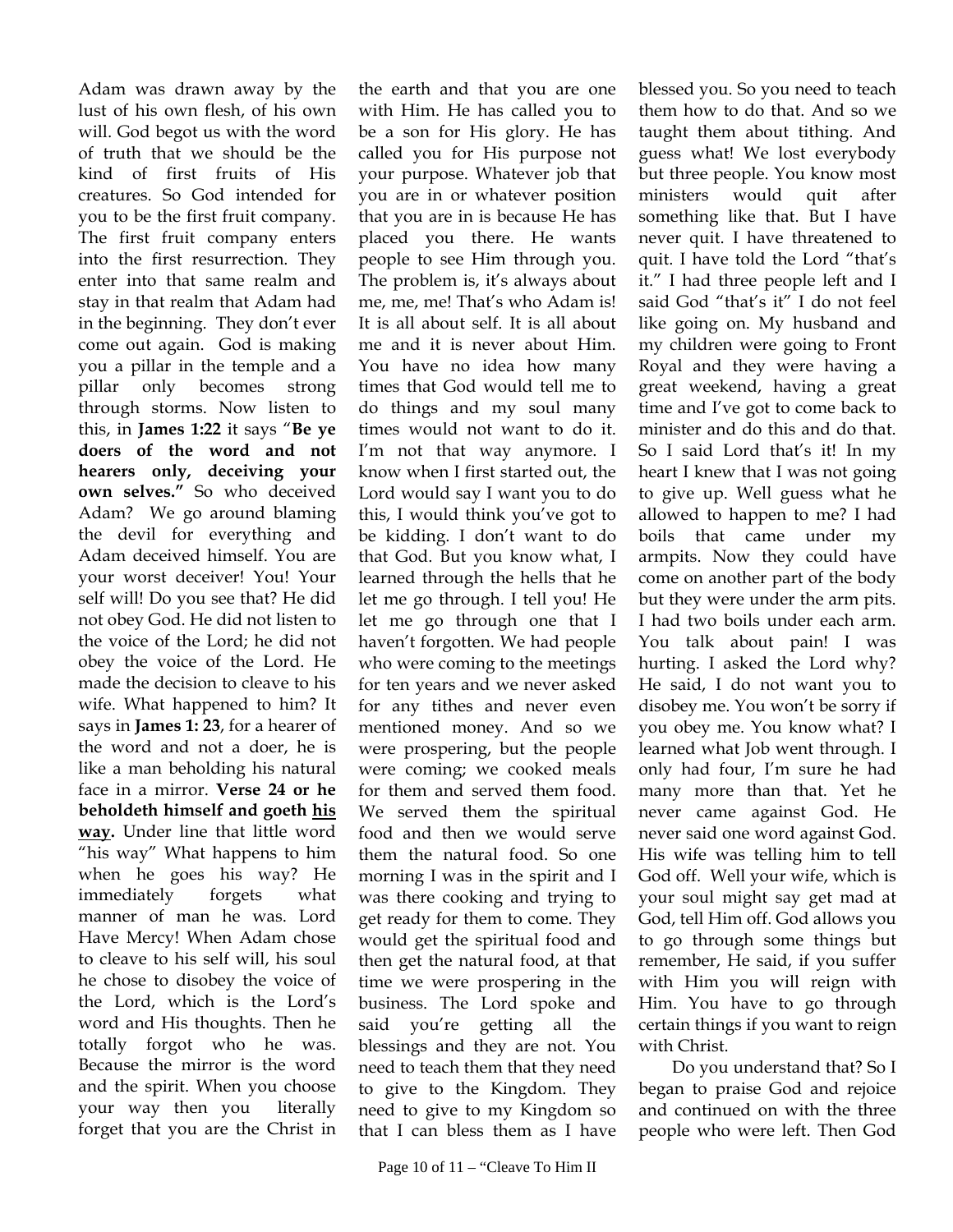Adam was drawn away by the lust of his own flesh, of his own will. God begot us with the word of truth that we should be the kind of first fruits of His creatures. So God intended for you to be the first fruit company. The first fruit company enters into the first resurrection. They enter into that same realm and stay in that realm that Adam had in the beginning. They don't ever come out again. God is making you a pillar in the temple and a pillar only becomes strong through storms. Now listen to this, in **James 1:22** it says "**Be ye doers of the word and not hearers only, deceiving your own selves."** So who deceived Adam? We go around blaming the devil for everything and Adam deceived himself. You are your worst deceiver! You! Your self will! Do you see that? He did not obey God. He did not listen to the voice of the Lord; he did not obey the voice of the Lord. He made the decision to cleave to his wife. What happened to him? It says in **James 1: 23**, for a hearer of the word and not a doer, he is like a man beholding his natural face in a mirror. **Verse 24 or he beholdeth himself and goeth <u>his way</u>.** Under line that little word "his way" What happens to him when he goes his way? He immediately forgets what manner of man he was. Lord Have Mercy! When Adam chose to cleave to his self will, his soul he chose to disobey the voice of the Lord, which is the Lord's word and His thoughts. Then he totally forgot who he was. Because the mirror is the word and the spirit. When you choose your way then you literally forget that you are the Christ in the earth and that you are one with Him. He has called you to be a son for His glory. He has called you for His purpose not your purpose. Whatever job that you are in or whatever position that you are in is because He has placed you there. He wants people to see Him through you. The problem is, it's always about me, me, me! That's who Adam is! It is all about self. It is all about me and it is never about Him. You have no idea how many times that God would tell me to do things and my soul many times would not want to do it. I'm not that way anymore. I know when I first started out, the Lord would say I want you to do this, I would think you've got to be kidding. I don't want to do that God. But you know what, I learned through the hells that he let me go through. I tell you! He let me go through one that I haven't forgotten. We had people who were coming to the meetings for ten years and we never asked for any tithes and never even mentioned money. And so we were prospering, but the people were coming; we cooked meals for them and served them food. We served them the spiritual food and then we would serve them the natural food. So one morning I was in the spirit and I was there cooking and trying to get ready for them to come. They would get the spiritual food and then get the natural food, at that time we were prospering in the business. The Lord spoke and said you're getting all the blessings and they are not. You need to teach them that they need to give to the Kingdom. They need to give to my Kingdom so that I can bless them as I have blessed you. So you need to teach them how to do that. And so we taught them about tithing. And guess what! We lost everybody but three people. You know most ministers would quit after something like that. But I have never quit. I have threatened to quit. I have told the Lord "that's it." I had three people left and I said God "that's it" I do not feel like going on. My husband and my children were going to Front Royal and they were having a great weekend, having a great time and I've got to come back to minister and do this and do that. So I said Lord that's it! In my heart I knew that I was not going to give up. Well guess what he allowed to happen to me? I had boils that came under my armpits. Now they could have come on another part of the body but they were under the arm pits. I had two boils under each arm. You talk about pain! I was hurting. I asked the Lord why? He said, I do not want you to disobey me. You won't be sorry if you obey me. You know what? I learned what Job went through. I only had four, I'm sure he had many more than that. Yet he never came against God. He never said one word against God. His wife was telling him to tell God off. Well your wife, which is your soul might say get mad at God, tell Him off. God allows you to go through some things but remember, He said, if you suffer with Him you will reign with Him. You have to go through certain things if you want to reign with Christ.

Do you understand that? So I began to praise God and rejoice and continued on with the three people who were left. Then God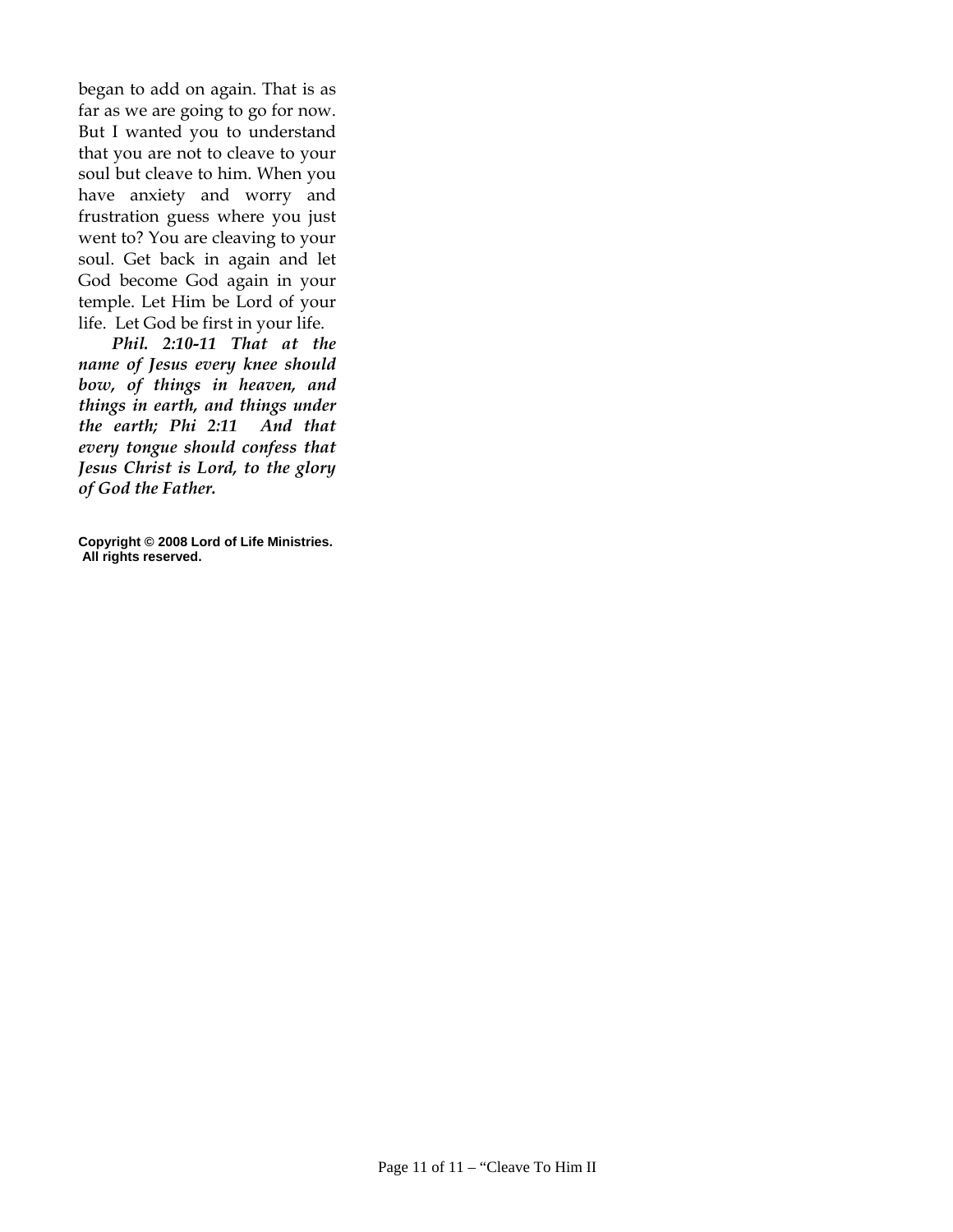began to add on again. That is as far as we are going to go for now. But I wanted you to understand that you are not to cleave to your soul but cleave to him. When you have anxiety and worry and frustration guess where you just went to? You are cleaving to your soul. Get back in again and let God become God again in your temple. Let Him be Lord of your life. Let God be first in your life.

***Phil. 2:10-11 That at the name of Jesus every knee should bow, of things in heaven, and things in earth, and things under the earth; Phi 2:11 And that every tongue should confess that Jesus Christ is Lord, to the glory of God the Father.***

**Copyright © 2008 Lord of Life Ministries.**
**All rights reserved.**